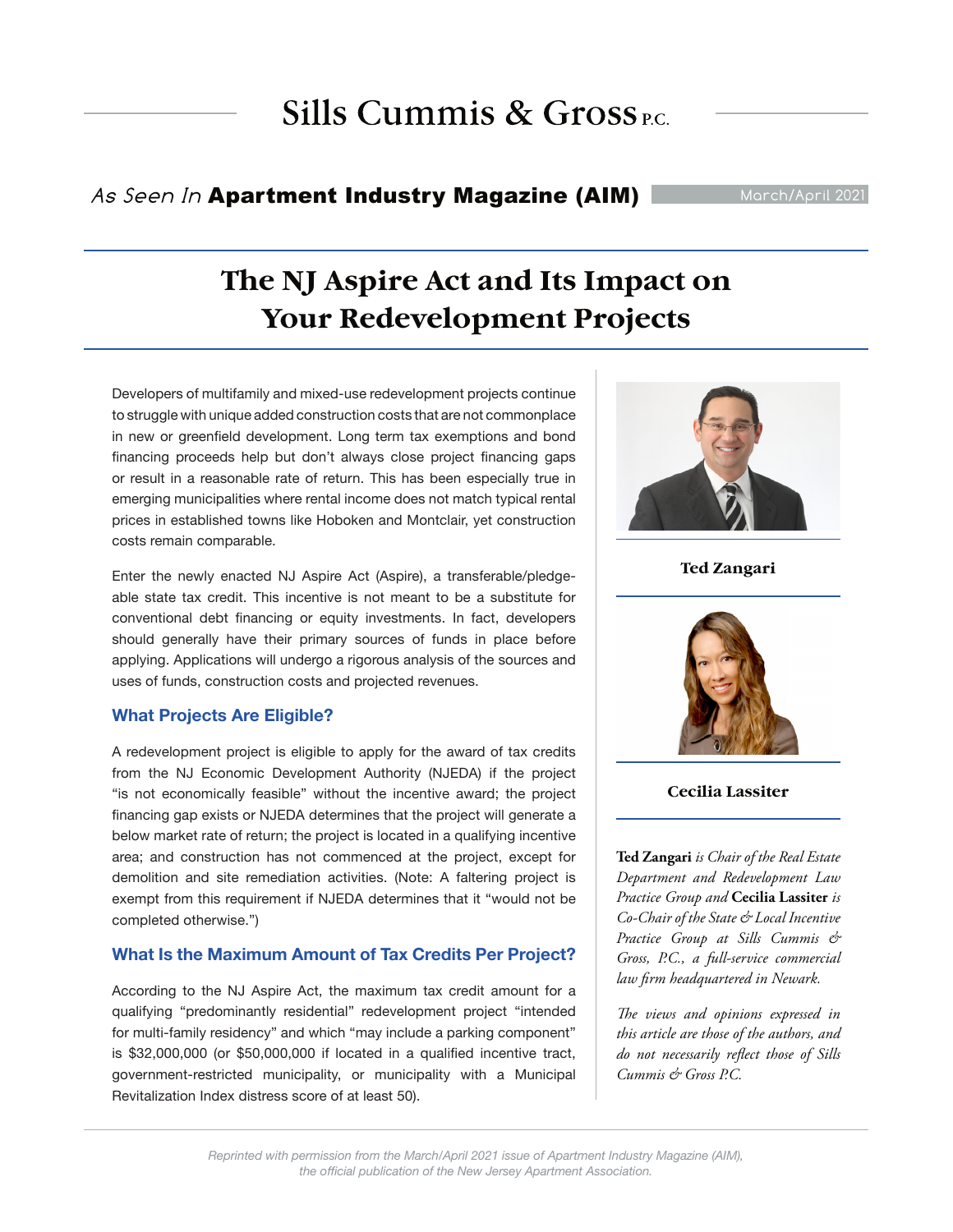# Sills Cummis & Gross P.C.

*As Seen In* **Apartment Industry Magazine (AIM)** March/April 2021

## The NJ Aspire Act and Its Impact on Your Redevelopment Projects

Developers of multifamily and mixed-use redevelopment projects continue to struggle with unique added construction costs that are not commonplace in new or greenfield development. Long term tax exemptions and bond financing proceeds help but don't always close project financing gaps or result in a reasonable rate of return. This has been especially true in emerging municipalities where rental income does not match typical rental prices in established towns like Hoboken and Montclair, yet construction costs remain comparable.

Enter the newly enacted NJ Aspire Act (Aspire), a transferable/pledgeable state tax credit. This incentive is not meant to be a substitute for conventional debt financing or equity investments. In fact, developers should generally have their primary sources of funds in place before applying. Applications will undergo a rigorous analysis of the sources and uses of funds, construction costs and projected revenues.

### What Projects Are Eligible?

A redevelopment project is eligible to apply for the award of tax credits from the NJ Economic Development Authority (NJEDA) if the project "is not economically feasible" without the incentive award; the project financing gap exists or NJEDA determines that the project will generate a below market rate of return; the project is located in a qualifying incentive area; and construction has not commenced at the project, except for demolition and site remediation activities. (Note: A faltering project is exempt from this requirement if NJEDA determines that it "would not be completed otherwise.")

### What Is the Maximum Amount of Tax Credits Per Project?

According to the NJ Aspire Act, the maximum tax credit amount for a qualifying "predominantly residential" redevelopment project "intended for multi-family residency" and which "may include a parking component" is $32,000,000 (or $50,000,000 if located in a qualified incentive tract, government-restricted municipality, or municipality with a Municipal Revitalization Index distress score of at least 50).

**Ted Zangari**

**Cecilia Lassiter**

**Ted Zangari** *is Chair of the Real Estate Department and Redevelopment Law Practice Group and* **Cecilia Lassiter** *is Co-Chair of the State & Local Incentive Practice Group at Sills Cummis & Gross, P.C., a full-service commercial law firm headquartered in Newark.*

*The views and opinions expressed in this article are those of the authors, and do not necessarily reflect those of Sills Cummis & Gross P.C.*

*Reprinted with permission from the March/April 2021 issue of Apartment Industry Magazine (AIM), the official publication of the New Jersey Apartment Association.*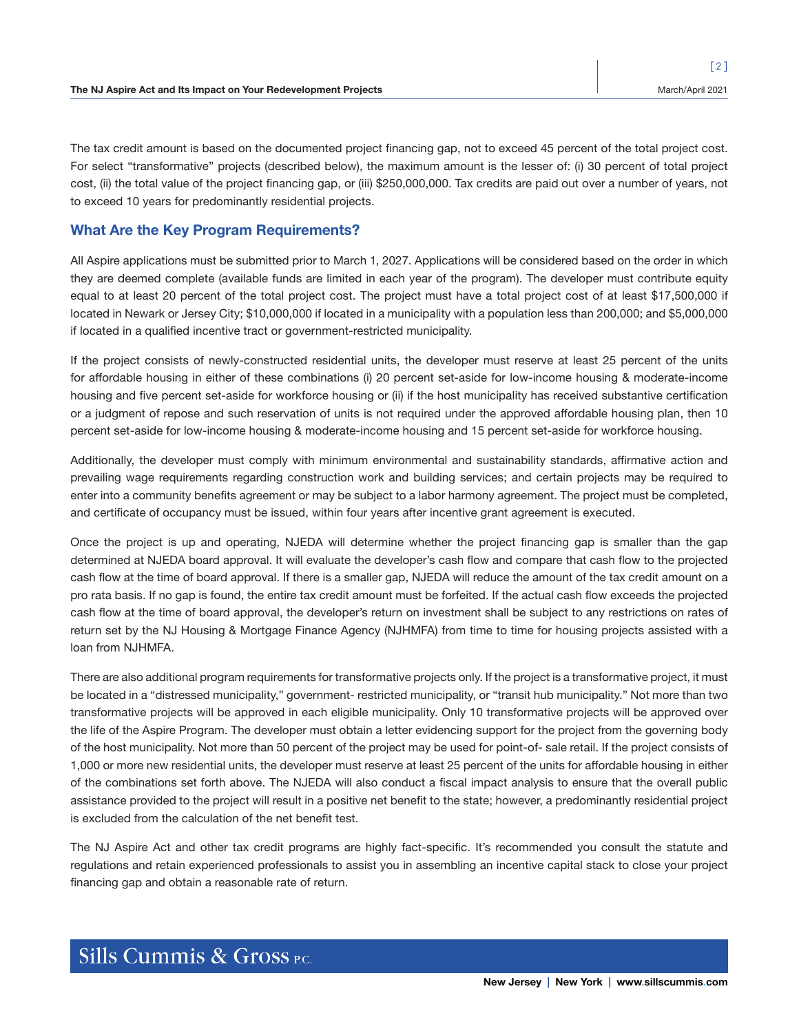The tax credit amount is based on the documented project financing gap, not to exceed 45 percent of the total project cost. For select "transformative" projects (described below), the maximum amount is the lesser of: (i) 30 percent of total project cost, (ii) the total value of the project financing gap, or (iii) $250,000,000. Tax credits are paid out over a number of years, not to exceed 10 years for predominantly residential projects.

## What Are the Key Program Requirements?

All Aspire applications must be submitted prior to March 1, 2027. Applications will be considered based on the order in which they are deemed complete (available funds are limited in each year of the program). The developer must contribute equity equal to at least 20 percent of the total project cost. The project must have a total project cost of at least $17,500,000 if located in Newark or Jersey City; $10,000,000 if located in a municipality with a population less than 200,000; and $5,000,000 if located in a qualified incentive tract or government-restricted municipality.

If the project consists of newly-constructed residential units, the developer must reserve at least 25 percent of the units for affordable housing in either of these combinations (i) 20 percent set-aside for low-income housing & moderate-income housing and five percent set-aside for workforce housing or (ii) if the host municipality has received substantive certification or a judgment of repose and such reservation of units is not required under the approved affordable housing plan, then 10 percent set-aside for low-income housing & moderate-income housing and 15 percent set-aside for workforce housing.

Additionally, the developer must comply with minimum environmental and sustainability standards, affirmative action and prevailing wage requirements regarding construction work and building services; and certain projects may be required to enter into a community benefits agreement or may be subject to a labor harmony agreement. The project must be completed, and certificate of occupancy must be issued, within four years after incentive grant agreement is executed.

Once the project is up and operating, NJEDA will determine whether the project financing gap is smaller than the gap determined at NJEDA board approval. It will evaluate the developer's cash flow and compare that cash flow to the projected cash flow at the time of board approval. If there is a smaller gap, NJEDA will reduce the amount of the tax credit amount on a pro rata basis. If no gap is found, the entire tax credit amount must be forfeited. If the actual cash flow exceeds the projected cash flow at the time of board approval, the developer's return on investment shall be subject to any restrictions on rates of return set by the NJ Housing & Mortgage Finance Agency (NJHMFA) from time to time for housing projects assisted with a loan from NJHMFA.

There are also additional program requirements for transformative projects only. If the project is a transformative project, it must be located in a "distressed municipality," government- restricted municipality, or "transit hub municipality." Not more than two transformative projects will be approved in each eligible municipality. Only 10 transformative projects will be approved over the life of the Aspire Program. The developer must obtain a letter evidencing support for the project from the governing body of the host municipality. Not more than 50 percent of the project may be used for point-of- sale retail. If the project consists of 1,000 or more new residential units, the developer must reserve at least 25 percent of the units for affordable housing in either of the combinations set forth above. The NJEDA will also conduct a fiscal impact analysis to ensure that the overall public assistance provided to the project will result in a positive net benefit to the state; however, a predominantly residential project is excluded from the calculation of the net benefit test.

The NJ Aspire Act and other tax credit programs are highly fact-specific. It's recommended you consult the statute and regulations and retain experienced professionals to assist you in assembling an incentive capital stack to close your project financing gap and obtain a reasonable rate of return.